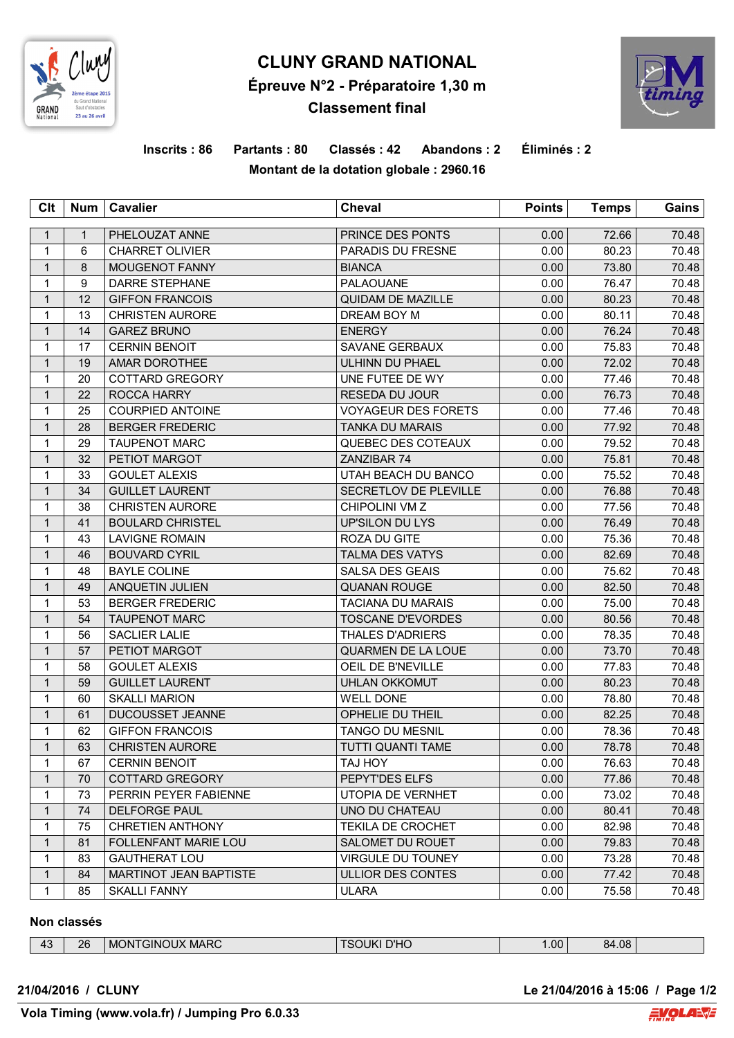# CLUNY GRAND NATIONAL

## Épreuve N°2 - Préparatoire 1,30 m

## Classement final

**Inscrits : 86 Partants : 80 Classés : 42 Abandons : 2 Éliminés : 2**

**Montant de la dotation globale : 2960.16**

| Clt | Num | Cavalier | Cheval | Points | Temps | Gains |
|---|---|---|---|---|---|---|
| 1 | 1 | PHELOUZAT ANNE | PRINCE DES PONTS | 0.00 | 72.66 | 70.48 |
| 1 | 6 | CHARRET OLIVIER | PARADIS DU FRESNE | 0.00 | 80.23 | 70.48 |
| 1 | 8 | MOUGENOT FANNY | BIANCA | 0.00 | 73.80 | 70.48 |
| 1 | 9 | DARRE STEPHANE | PALAOUANE | 0.00 | 76.47 | 70.48 |
| 1 | 12 | GIFFON FRANCOIS | QUIDAM DE MAZILLE | 0.00 | 80.23 | 70.48 |
| 1 | 13 | CHRISTEN AURORE | DREAM BOY M | 0.00 | 80.11 | 70.48 |
| 1 | 14 | GAREZ BRUNO | ENERGY | 0.00 | 76.24 | 70.48 |
| 1 | 17 | CERNIN BENOIT | SAVANE GERBAUX | 0.00 | 75.83 | 70.48 |
| 1 | 19 | AMAR DOROTHEE | ULHINN DU PHAEL | 0.00 | 72.02 | 70.48 |
| 1 | 20 | COTTARD GREGORY | UNE FUTEE DE WY | 0.00 | 77.46 | 70.48 |
| 1 | 22 | ROCCA HARRY | RESEDA DU JOUR | 0.00 | 76.73 | 70.48 |
| 1 | 25 | COURPIED ANTOINE | VOYAGEUR DES FORETS | 0.00 | 77.46 | 70.48 |
| 1 | 28 | BERGER FREDERIC | TANKA DU MARAIS | 0.00 | 77.92 | 70.48 |
| 1 | 29 | TAUPENOT MARC | QUEBEC DES COTEAUX | 0.00 | 79.52 | 70.48 |
| 1 | 32 | PETIOT MARGOT | ZANZIBAR 74 | 0.00 | 75.81 | 70.48 |
| 1 | 33 | GOULET ALEXIS | UTAH BEACH DU BANCO | 0.00 | 75.52 | 70.48 |
| 1 | 34 | GUILLET LAURENT | SECRETLOV DE PLEVILLE | 0.00 | 76.88 | 70.48 |
| 1 | 38 | CHRISTEN AURORE | CHIPOLINI VM Z | 0.00 | 77.56 | 70.48 |
| 1 | 41 | BOULARD CHRISTEL | UP'SILON DU LYS | 0.00 | 76.49 | 70.48 |
| 1 | 43 | LAVIGNE ROMAIN | ROZA DU GITE | 0.00 | 75.36 | 70.48 |
| 1 | 46 | BOUVARD CYRIL | TALMA DES VATYS | 0.00 | 82.69 | 70.48 |
| 1 | 48 | BAYLE COLINE | SALSA DES GEAIS | 0.00 | 75.62 | 70.48 |
| 1 | 49 | ANQUETIN JULIEN | QUANAN ROUGE | 0.00 | 82.50 | 70.48 |
| 1 | 53 | BERGER FREDERIC | TACIANA DU MARAIS | 0.00 | 75.00 | 70.48 |
| 1 | 54 | TAUPENOT MARC | TOSCANE D'EVORDES | 0.00 | 80.56 | 70.48 |
| 1 | 56 | SACLIER LALIE | THALES D'ADRIERS | 0.00 | 78.35 | 70.48 |
| 1 | 57 | PETIOT MARGOT | QUARMEN DE LA LOUE | 0.00 | 73.70 | 70.48 |
| 1 | 58 | GOULET ALEXIS | OEIL DE B'NEVILLE | 0.00 | 77.83 | 70.48 |
| 1 | 59 | GUILLET LAURENT | UHLAN OKKOMUT | 0.00 | 80.23 | 70.48 |
| 1 | 60 | SKALLI MARION | WELL DONE | 0.00 | 78.80 | 70.48 |
| 1 | 61 | DUCOUSSET JEANNE | OPHELIE DU THEIL | 0.00 | 82.25 | 70.48 |
| 1 | 62 | GIFFON FRANCOIS | TANGO DU MESNIL | 0.00 | 78.36 | 70.48 |
| 1 | 63 | CHRISTEN AURORE | TUTTI QUANTI TAME | 0.00 | 78.78 | 70.48 |
| 1 | 67 | CERNIN BENOIT | TAJ HOY | 0.00 | 76.63 | 70.48 |
| 1 | 70 | COTTARD GREGORY | PEPYT'DES ELFS | 0.00 | 77.86 | 70.48 |
| 1 | 73 | PERRIN PEYER FABIENNE | UTOPIA DE VERNHET | 0.00 | 73.02 | 70.48 |
| 1 | 74 | DELFORGE PAUL | UNO DU CHATEAU | 0.00 | 80.41 | 70.48 |
| 1 | 75 | CHRETIEN ANTHONY | TEKILA DE CROCHET | 0.00 | 82.98 | 70.48 |
| 1 | 81 | FOLLENFANT MARIE LOU | SALOMET DU ROUET | 0.00 | 79.83 | 70.48 |
| 1 | 83 | GAUTHERAT LOU | VIRGULE DU TOUNEY | 0.00 | 73.28 | 70.48 |
| 1 | 84 | MARTINOT JEAN BAPTISTE | ULLIOR DES CONTES | 0.00 | 77.42 | 70.48 |
| 1 | 85 | SKALLI FANNY | ULARA | 0.00 | 75.58 | 70.48 |

**Non classés**

| Clt | Num | Cavalier | Cheval | Points | Temps | Gains |
|---|---|---|---|---|---|---|
| 43 | 26 | MONTGINOUX MARC | TSOUKI D'HO | 1.00 | 84.08 | |

21/04/2016 / CLUNY — Le 21/04/2016 à 15:06

Vola Timing (www.vola.fr) / Jumping Pro 6.0.33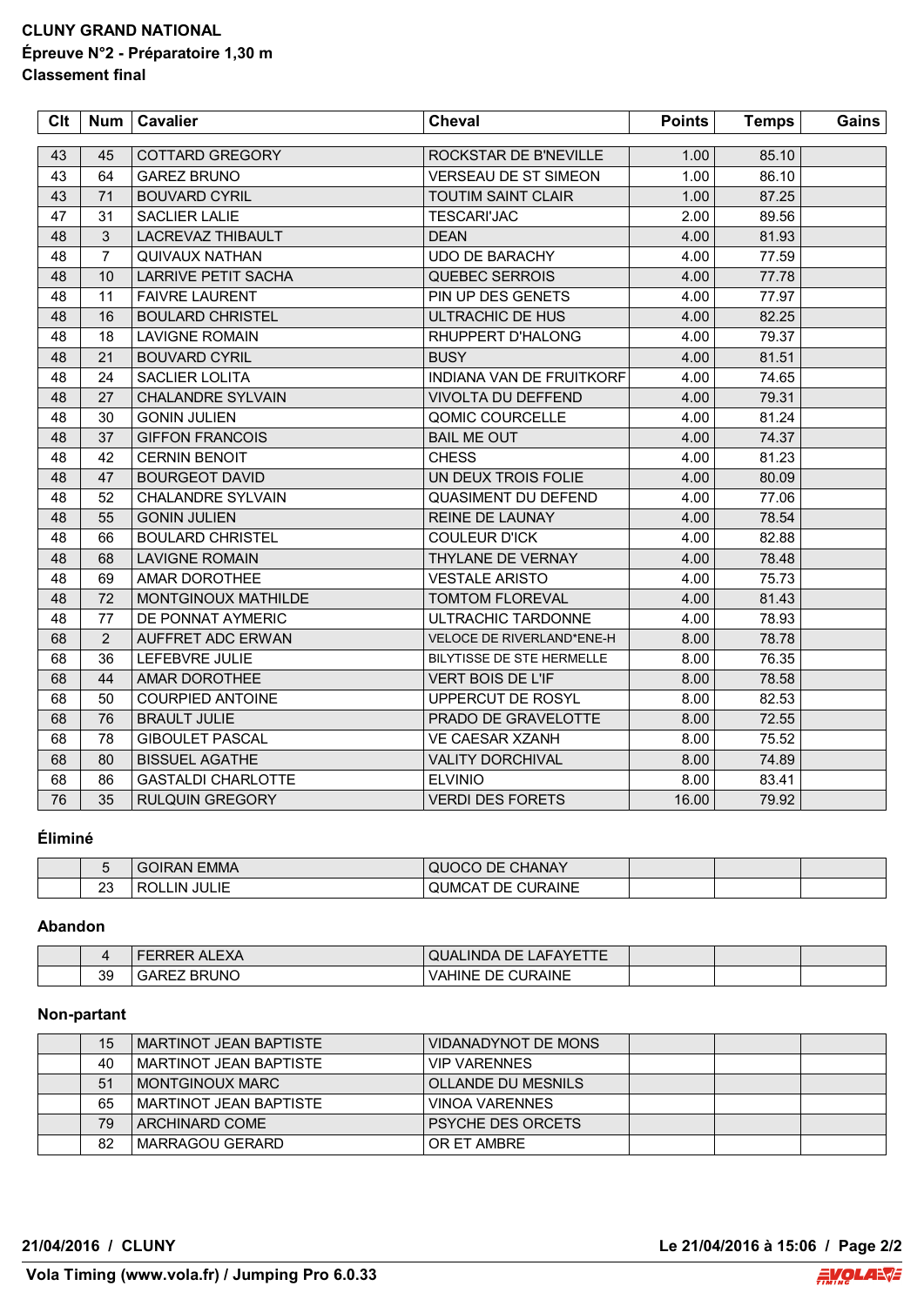**CLUNY GRAND NATIONAL**
**Épreuve N°2 - Préparatoire 1,30 m**
**Classement final**

| Clt | Num | Cavalier | Cheval | Points | Temps | Gains |
|---|---|---|---|---|---|---|
| 43 | 45 | COTTARD GREGORY | ROCKSTAR DE B'NEVILLE | 1.00 | 85.10 | |
| 43 | 64 | GAREZ BRUNO | VERSEAU DE ST SIMEON | 1.00 | 86.10 | |
| 43 | 71 | BOUVARD CYRIL | TOUTIM SAINT CLAIR | 1.00 | 87.25 | |
| 47 | 31 | SACLIER LALIE | TESCARI'JAC | 2.00 | 89.56 | |
| 48 | 3 | LACREVAZ THIBAULT | DEAN | 4.00 | 81.93 | |
| 48 | 7 | QUIVAUX NATHAN | UDO DE BARACHY | 4.00 | 77.59 | |
| 48 | 10 | LARRIVE PETIT SACHA | QUEBEC SERROIS | 4.00 | 77.78 | |
| 48 | 11 | FAIVRE LAURENT | PIN UP DES GENETS | 4.00 | 77.97 | |
| 48 | 16 | BOULARD CHRISTEL | ULTRACHIC DE HUS | 4.00 | 82.25 | |
| 48 | 18 | LAVIGNE ROMAIN | RHUPPERT D'HALONG | 4.00 | 79.37 | |
| 48 | 21 | BOUVARD CYRIL | BUSY | 4.00 | 81.51 | |
| 48 | 24 | SACLIER LOLITA | INDIANA VAN DE FRUITKORF | 4.00 | 74.65 | |
| 48 | 27 | CHALANDRE SYLVAIN | VIVOLTA DU DEFFEND | 4.00 | 79.31 | |
| 48 | 30 | GONIN JULIEN | QOMIC COURCELLE | 4.00 | 81.24 | |
| 48 | 37 | GIFFON FRANCOIS | BAIL ME OUT | 4.00 | 74.37 | |
| 48 | 42 | CERNIN BENOIT | CHESS | 4.00 | 81.23 | |
| 48 | 47 | BOURGEOT DAVID | UN DEUX TROIS FOLIE | 4.00 | 80.09 | |
| 48 | 52 | CHALANDRE SYLVAIN | QUASIMENT DU DEFEND | 4.00 | 77.06 | |
| 48 | 55 | GONIN JULIEN | REINE DE LAUNAY | 4.00 | 78.54 | |
| 48 | 66 | BOULARD CHRISTEL | COULEUR D'ICK | 4.00 | 82.88 | |
| 48 | 68 | LAVIGNE ROMAIN | THYLANE DE VERNAY | 4.00 | 78.48 | |
| 48 | 69 | AMAR DOROTHEE | VESTALE ARISTO | 4.00 | 75.73 | |
| 48 | 72 | MONTGINOUX MATHILDE | TOMTOM FLOREVAL | 4.00 | 81.43 | |
| 48 | 77 | DE PONNAT AYMERIC | ULTRACHIC TARDONNE | 4.00 | 78.93 | |
| 68 | 2 | AUFFRET ADC ERWAN | VELOCE DE RIVERLAND*ENE-H | 8.00 | 78.78 | |
| 68 | 36 | LEFEBVRE JULIE | BILYTISSE DE STE HERMELLE | 8.00 | 76.35 | |
| 68 | 44 | AMAR DOROTHEE | VERT BOIS DE L'IF | 8.00 | 78.58 | |
| 68 | 50 | COURPIED ANTOINE | UPPERCUT DE ROSYL | 8.00 | 82.53 | |
| 68 | 76 | BRAULT JULIE | PRADO DE GRAVELOTTE | 8.00 | 72.55 | |
| 68 | 78 | GIBOULET PASCAL | VE CAESAR XZANH | 8.00 | 75.52 | |
| 68 | 80 | BISSUEL AGATHE | VALITY DORCHIVAL | 8.00 | 74.89 | |
| 68 | 86 | GASTALDI CHARLOTTE | ELVINIO | 8.00 | 83.41 | |
| 76 | 35 | RULQUIN GREGORY | VERDI DES FORETS | 16.00 | 79.92 | |

### Éliminé

| | | | | | | |
|---|---|---|---|---|---|---|
| | 5 | GOIRAN EMMA | QUOCO DE CHANAY | | | |
| | 23 | ROLLIN JULIE | QUMCAT DE CURAINE | | | |

### Abandon

| | | | | | | |
|---|---|---|---|---|---|---|
| | 4 | FERRER ALEXA | QUALINDA DE LAFAYETTE | | | |
| | 39 | GAREZ BRUNO | VAHINE DE CURAINE | | | |

### Non-partant

| | | | | | | |
|---|---|---|---|---|---|---|
| | 15 | MARTINOT JEAN BAPTISTE | VIDANADYNOT DE MONS | | | |
| | 40 | MARTINOT JEAN BAPTISTE | VIP VARENNES | | | |
| | 51 | MONTGINOUX MARC | OLLANDE DU MESNILS | | | |
| | 65 | MARTINOT JEAN BAPTISTE | VINOA VARENNES | | | |
| | 79 | ARCHINARD COME | PSYCHE DES ORCETS | | | |
| | 82 | MARRAGOU GERARD | OR ET AMBRE | | | |

21/04/2016 / CLUNY — Le 21/04/2016 à 15:06

Vola Timing (www.vola.fr) / Jumping Pro 6.0.33